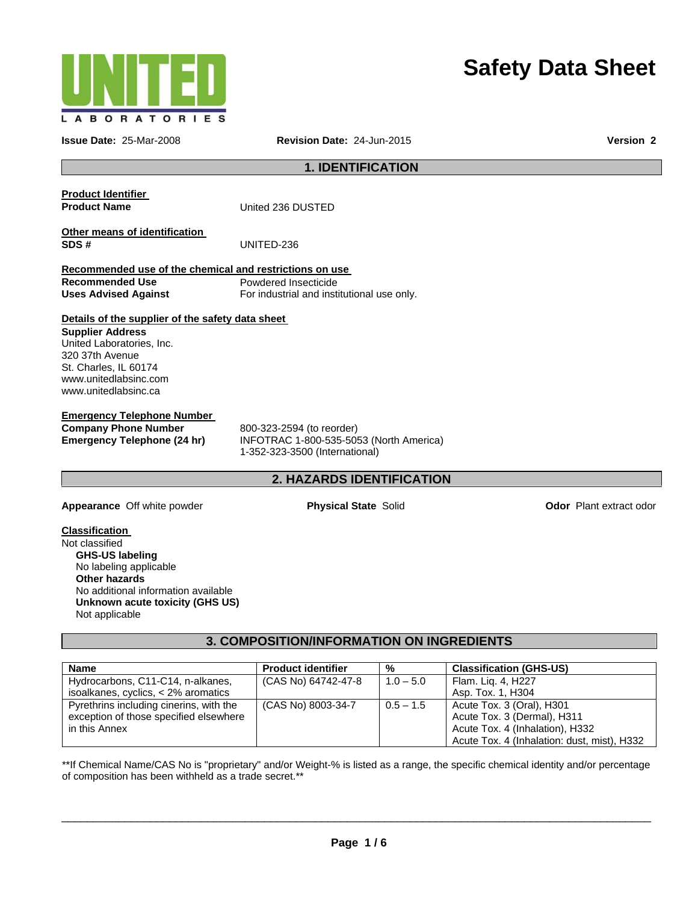UNITED LABORATORIES

# Safety Data Sheet

**Issue Date:** 25-Mar-2008 **Revision Date:** 24-Jun-2015 **Version 2**

## 1. IDENTIFICATION

**Product Identifier**

**Product Name** United 236 DUSTED

**Other means of identification**

**SDS #** UNITED-236

**Recommended use of the chemical and restrictions on use**

**Recommended Use** Powdered Insecticide

**Uses Advised Against** For industrial and institutional use only.

**Details of the supplier of the safety data sheet**

**Supplier Address**
United Laboratories, Inc.
320 37th Avenue
St. Charles, IL 60174
www.unitedlabsinc.com
www.unitedlabsinc.ca

**Emergency Telephone Number**

**Company Phone Number** 800-323-2594 (to reorder)

**Emergency Telephone (24 hr)** INFOTRAC 1-800-535-5053 (North America)
1-352-323-3500 (International)

## 2. HAZARDS IDENTIFICATION

**Appearance** Off white powder **Physical State** Solid **Odor** Plant extract odor

**Classification**

Not classified

**GHS-US labeling**
No labeling applicable

**Other hazards**
No additional information available

**Unknown acute toxicity (GHS US)**
Not applicable

## 3. COMPOSITION/INFORMATION ON INGREDIENTS

| Name | Product identifier | % | Classification (GHS-US) |
|---|---|---|---|
| Hydrocarbons, C11-C14, n-alkanes, isoalkanes, cyclics, < 2% aromatics | (CAS No) 64742-47-8 | 1.0 – 5.0 | Flam. Liq. 4, H227<br>Asp. Tox. 1, H304 |
| Pyrethrins including cinerins, with the exception of those specified elsewhere in this Annex | (CAS No) 8003-34-7 | 0.5 – 1.5 | Acute Tox. 3 (Oral), H301<br>Acute Tox. 3 (Dermal), H311<br>Acute Tox. 4 (Inhalation), H332<br>Acute Tox. 4 (Inhalation: dust, mist), H332 |

**If Chemical Name/CAS No is "proprietary" and/or Weight-% is listed as a range, the specific chemical identity and/or percentage of composition has been withheld as a trade secret.**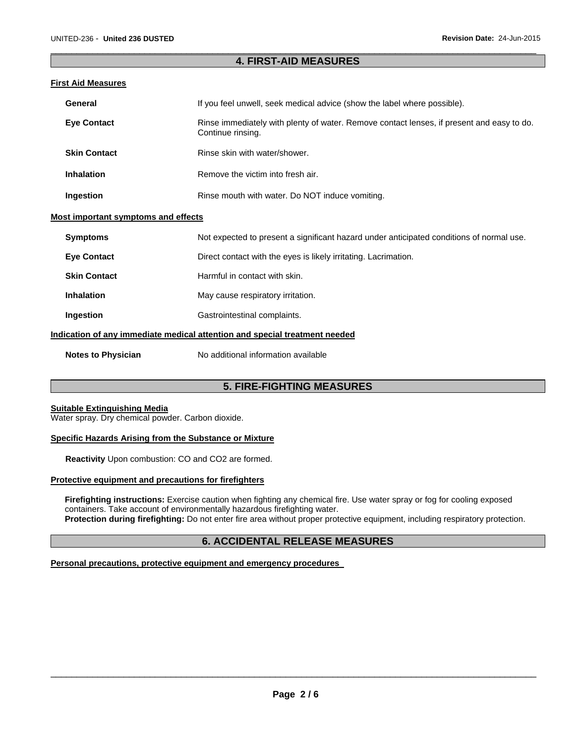## 4. FIRST-AID MEASURES

### First Aid Measures

**General** If you feel unwell, seek medical advice (show the label where possible).

**Eye Contact** Rinse immediately with plenty of water. Remove contact lenses, if present and easy to do. Continue rinsing.

**Skin Contact** Rinse skin with water/shower.

**Inhalation** Remove the victim into fresh air.

**Ingestion** Rinse mouth with water. Do NOT induce vomiting.

### Most important symptoms and effects

**Symptoms** Not expected to present a significant hazard under anticipated conditions of normal use.

**Eye Contact** Direct contact with the eyes is likely irritating. Lacrimation.

**Skin Contact** Harmful in contact with skin.

**Inhalation** May cause respiratory irritation.

**Ingestion** Gastrointestinal complaints.

### Indication of any immediate medical attention and special treatment needed

**Notes to Physician** No additional information available

## 5. FIRE-FIGHTING MEASURES

### Suitable Extinguishing Media

Water spray. Dry chemical powder. Carbon dioxide.

### Specific Hazards Arising from the Substance or Mixture

**Reactivity** Upon combustion: CO and $CO_2$ are formed.

### Protective equipment and precautions for firefighters

**Firefighting instructions:** Exercise caution when fighting any chemical fire. Use water spray or fog for cooling exposed containers. Take account of environmentally hazardous firefighting water.
**Protection during firefighting:** Do not enter fire area without proper protective equipment, including respiratory protection.

## 6. ACCIDENTAL RELEASE MEASURES

### Personal precautions, protective equipment and emergency procedures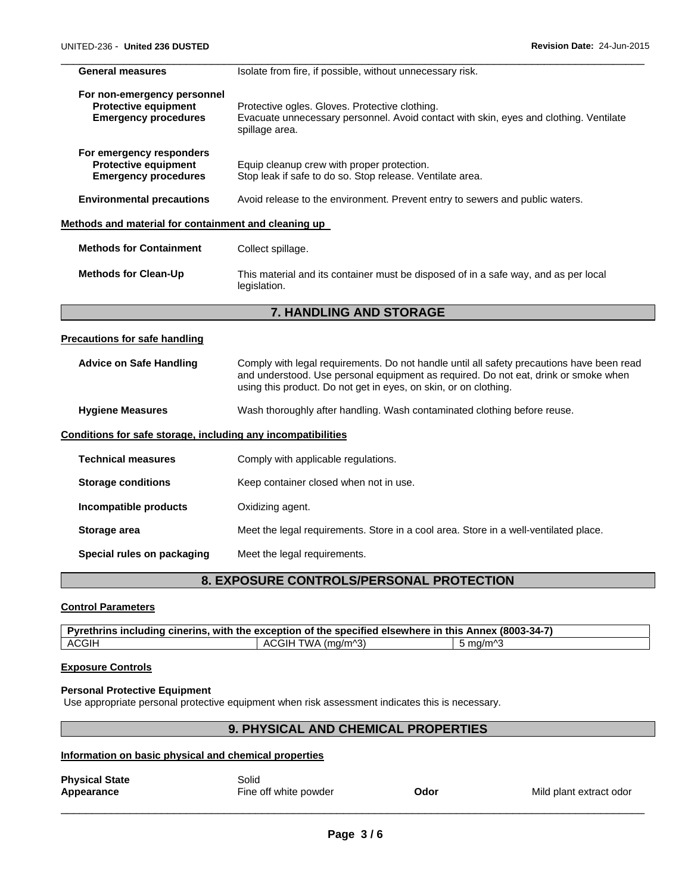| | |
|---|---|
| **General measures** | Isolate from fire, if possible, without unnecessary risk. |

**For non-emergency personnel**

| | |
|---|---|
| **Protective equipment** | Protective ogles. Gloves. Protective clothing. |
| **Emergency procedures** | Evacuate unnecessary personnel. Avoid contact with skin, eyes and clothing. Ventilate spillage area. |

**For emergency responders**

| | |
|---|---|
| **Protective equipment** | Equip cleanup crew with proper protection. |
| **Emergency procedures** | Stop leak if safe to do so. Stop release. Ventilate area. |

| | |
|---|---|
| **Environmental precautions** | Avoid release to the environment. Prevent entry to sewers and public waters. |

**Methods and material for containment and cleaning up**

| | |
|---|---|
| **Methods for Containment** | Collect spillage. |
| **Methods for Clean-Up** | This material and its container must be disposed of in a safe way, and as per local legislation. |

## 7. HANDLING AND STORAGE

**Precautions for safe handling**

| | |
|---|---|
| **Advice on Safe Handling** | Comply with legal requirements. Do not handle until all safety precautions have been read and understood. Use personal equipment as required. Do not eat, drink or smoke when using this product. Do not get in eyes, on skin, or on clothing. |
| **Hygiene Measures** | Wash thoroughly after handling. Wash contaminated clothing before reuse. |

**Conditions for safe storage, including any incompatibilities**

| | |
|---|---|
| **Technical measures** | Comply with applicable regulations. |
| **Storage conditions** | Keep container closed when not in use. |
| **Incompatible products** | Oxidizing agent. |
| **Storage area** | Meet the legal requirements. Store in a cool area. Store in a well-ventilated place. |
| **Special rules on packaging** | Meet the legal requirements. |

## 8. EXPOSURE CONTROLS/PERSONAL PROTECTION

**Control Parameters**

| Pyrethrins including cinerins, with the exception of the specified elsewhere in this Annex (8003-34-7) | | |
|---|---|---|
| ACGIH | ACGIH TWA (mg/m^3) | 5 mg/m^3 |

**Exposure Controls**

**Personal Protective Equipment**

Use appropriate personal protective equipment when risk assessment indicates this is necessary.

## 9. PHYSICAL AND CHEMICAL PROPERTIES

**Information on basic physical and chemical properties**

| | | | |
|---|---|---|---|
| **Physical State** | Solid | | |
| **Appearance** | Fine off white powder | **Odor** | Mild plant extract odor |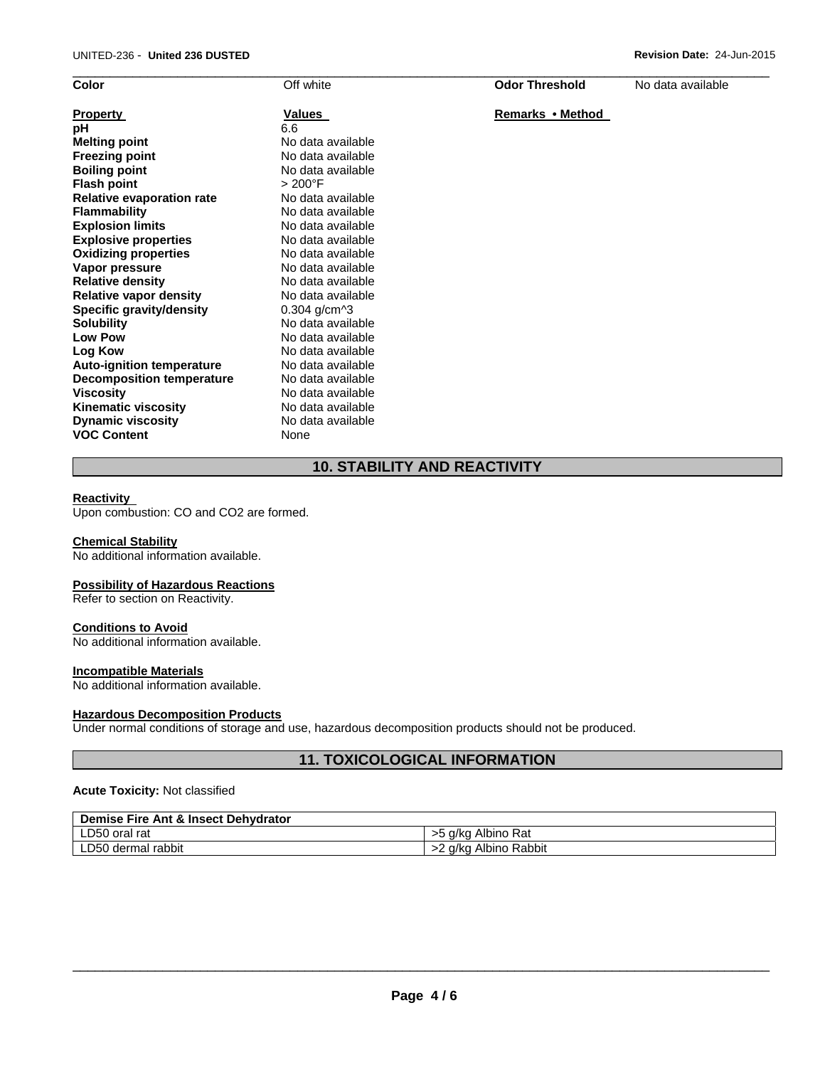| Color | Off white | Odor Threshold | No data available |
|---|---|---|---|

| Property | Values | Remarks • Method |
|---|---|---|
| pH | 6.6 | |
| Melting point | No data available | |
| Freezing point | No data available | |
| Boiling point | No data available | |
| Flash point | > 200°F | |
| Relative evaporation rate | No data available | |
| Flammability | No data available | |
| Explosion limits | No data available | |
| Explosive properties | No data available | |
| Oxidizing properties | No data available | |
| Vapor pressure | No data available | |
| Relative density | No data available | |
| Relative vapor density | No data available | |
| Specific gravity/density | 0.304 g/cm^3 | |
| Solubility | No data available | |
| Low Pow | No data available | |
| Log Kow | No data available | |
| Auto-ignition temperature | No data available | |
| Decomposition temperature | No data available | |
| Viscosity | No data available | |
| Kinematic viscosity | No data available | |
| Dynamic viscosity | No data available | |
| VOC Content | None | |

## 10. STABILITY AND REACTIVITY

**Reactivity**

Upon combustion: CO and $CO_2$ are formed.

**Chemical Stability**

No additional information available.

**Possibility of Hazardous Reactions**

Refer to section on Reactivity.

**Conditions to Avoid**

No additional information available.

**Incompatible Materials**

No additional information available.

**Hazardous Decomposition Products**

Under normal conditions of storage and use, hazardous decomposition products should not be produced.

## 11. TOXICOLOGICAL INFORMATION

**Acute Toxicity:** Not classified

| Demise Fire Ant & Insect Dehydrator | |
|---|---|
| LD50 oral rat | >5 g/kg Albino Rat |
| LD50 dermal rabbit | >2 g/kg Albino Rabbit |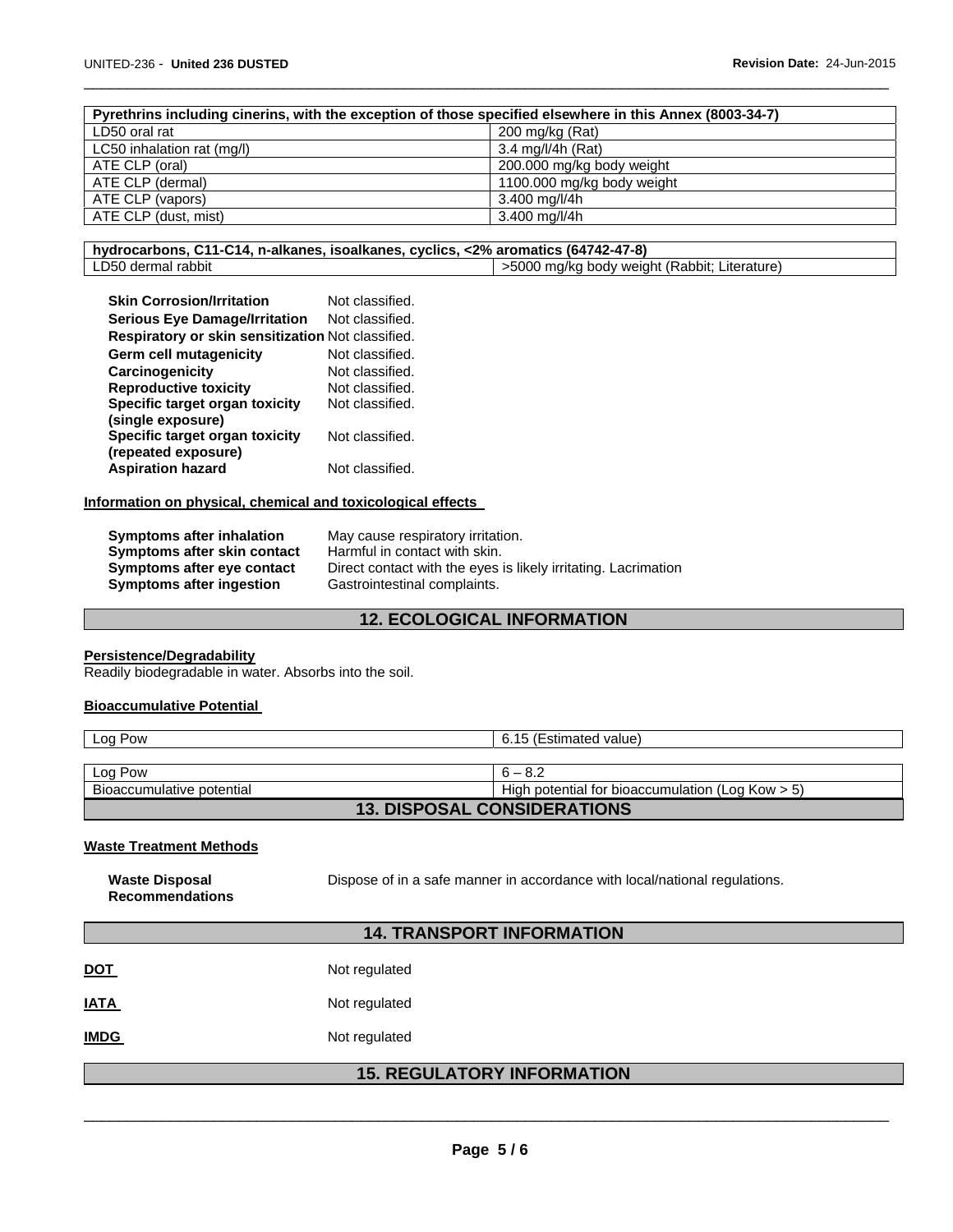| Pyrethrins including cinerins, with the exception of those specified elsewhere in this Annex (8003-34-7) | |
|---|---|
| LD50 oral rat | 200 mg/kg (Rat) |
| LC50 inhalation rat (mg/l) | 3.4 mg/l/4h (Rat) |
| ATE CLP (oral) | 200.000 mg/kg body weight |
| ATE CLP (dermal) | 1100.000 mg/kg body weight |
| ATE CLP (vapors) | 3.400 mg/l/4h |
| ATE CLP (dust, mist) | 3.400 mg/l/4h |

| hydrocarbons, C11-C14, n-alkanes, isoalkanes, cyclics, <2% aromatics (64742-47-8) | |
|---|---|
| LD50 dermal rabbit | >5000 mg/kg body weight (Rabbit; Literature) |

**Skin Corrosion/Irritation** Not classified.
**Serious Eye Damage/Irritation** Not classified.
**Respiratory or skin sensitization** Not classified.
**Germ cell mutagenicity** Not classified.
**Carcinogenicity** Not classified.
**Reproductive toxicity** Not classified.
**Specific target organ toxicity (single exposure)** Not classified.
**Specific target organ toxicity (repeated exposure)** Not classified.
**Aspiration hazard** Not classified.

**Information on physical, chemical and toxicological effects**

**Symptoms after inhalation** May cause respiratory irritation.
**Symptoms after skin contact** Harmful in contact with skin.
**Symptoms after eye contact** Direct contact with the eyes is likely irritating. Lacrimation
**Symptoms after ingestion** Gastrointestinal complaints.

## 12. ECOLOGICAL INFORMATION

**Persistence/Degradability**
Readily biodegradable in water. Absorbs into the soil.

**Bioaccumulative Potential**

| Log Pow | 6.15 (Estimated value) |
|---|---|

| Log Pow | 6 – 8.2 |
|---|---|
| Bioaccumulative potential | High potential for bioaccumulation (Log Kow > 5) |

## 13. DISPOSAL CONSIDERATIONS

**Waste Treatment Methods**

**Waste Disposal Recommendations** Dispose of in a safe manner in accordance with local/national regulations.

## 14. TRANSPORT INFORMATION

**DOT** Not regulated

**IATA** Not regulated

**IMDG** Not regulated

## 15. REGULATORY INFORMATION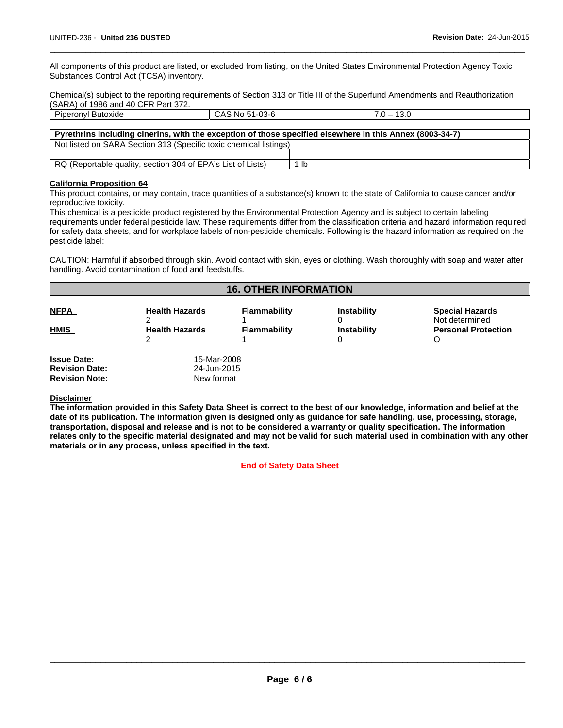All components of this product are listed, or excluded from listing, on the United States Environmental Protection Agency Toxic Substances Control Act (TCSA) inventory.

Chemical(s) subject to the reporting requirements of Section 313 or Title III of the Superfund Amendments and Reauthorization (SARA) of 1986 and 40 CFR Part 372.

| | | |
|---|---|---|
| Piperonyl Butoxide | CAS No 51-03-6 | 7.0 – 13.0 |

| **Pyrethrins including cinerins, with the exception of those specified elsewhere in this Annex (8003-34-7)** | |
|---|---|
| Not listed on SARA Section 313 (Specific toxic chemical listings) | |
| | |
| RQ (Reportable quality, section 304 of EPA's List of Lists) | 1 lb |

**California Proposition 64**

This product contains, or may contain, trace quantities of a substance(s) known to the state of California to cause cancer and/or reproductive toxicity.

This chemical is a pesticide product registered by the Environmental Protection Agency and is subject to certain labeling requirements under federal pesticide law. These requirements differ from the classification criteria and hazard information required for safety data sheets, and for workplace labels of non-pesticide chemicals. Following is the hazard information as required on the pesticide label:

CAUTION: Harmful if absorbed through skin. Avoid contact with skin, eyes or clothing. Wash thoroughly with soap and water after handling. Avoid contamination of food and feedstuffs.

## 16. OTHER INFORMATION

| | | | | |
|---|---|---|---|---|
| **NFPA** | **Health Hazards** 2 | **Flammability** 1 | **Instability** 0 | **Special Hazards** Not determined |
| **HMIS** | **Health Hazards** 2 | **Flammability** 1 | **Instability** 0 | **Personal Protection** O |

**Issue Date:** 15-Mar-2008
**Revision Date:** 24-Jun-2015
**Revision Note:** New format

**Disclaimer**

**The information provided in this Safety Data Sheet is correct to the best of our knowledge, information and belief at the date of its publication. The information given is designed only as guidance for safe handling, use, processing, storage, transportation, disposal and release and is not to be considered a warranty or quality specification. The information relates only to the specific material designated and may not be valid for such material used in combination with any other materials or in any process, unless specified in the text.**

**End of Safety Data Sheet**